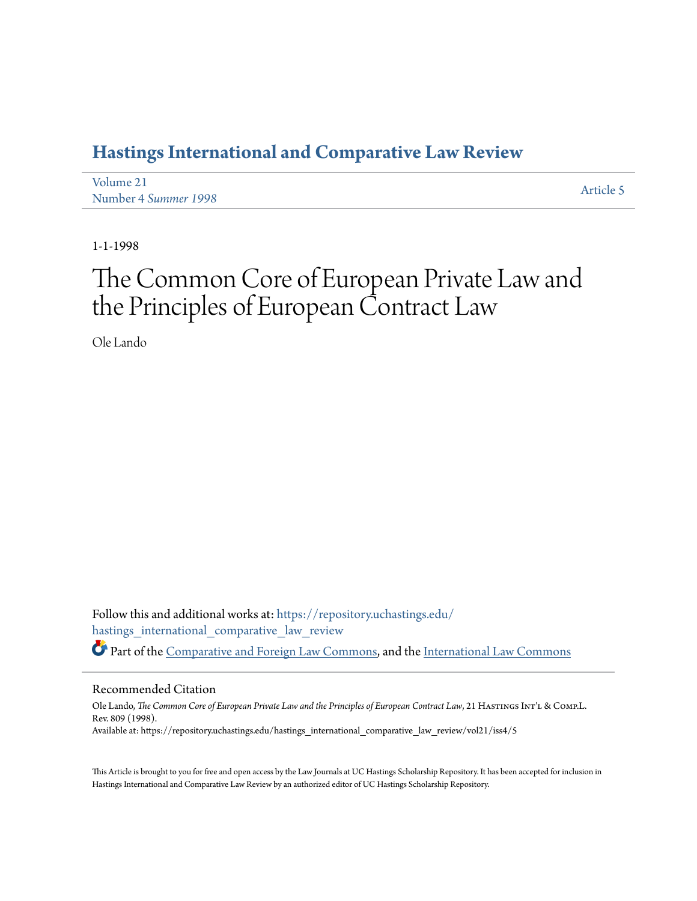# Hastings International and Comparative Law Review

Volume 21
Number 4 *Summer 1998*

Article 5

1-1-1998

# The Common Core of European Private Law and the Principles of European Contract Law

Ole Lando

Follow this and additional works at: https://repository.uchastings.edu/hastings_international_comparative_law_review

Part of the Comparative and Foreign Law Commons, and the International Law Commons

## Recommended Citation

Ole Lando, *The Common Core of European Private Law and the Principles of European Contract Law*, 21 Hastings Int'l & Comp.L. Rev. 809 (1998).
Available at: https://repository.uchastings.edu/hastings_international_comparative_law_review/vol21/iss4/5

This Article is brought to you for free and open access by the Law Journals at UC Hastings Scholarship Repository. It has been accepted for inclusion in Hastings International and Comparative Law Review by an authorized editor of UC Hastings Scholarship Repository.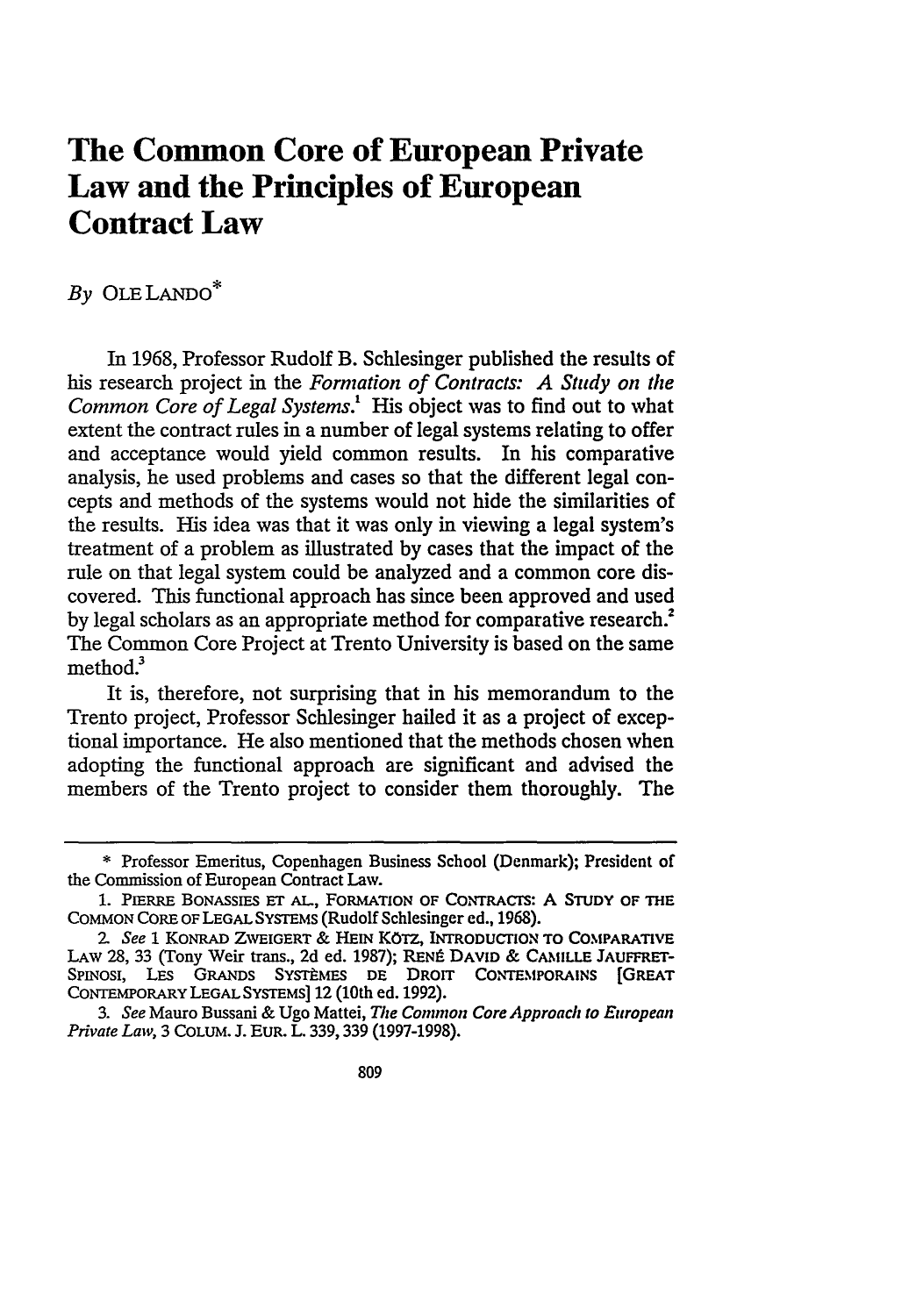# The Common Core of European Private Law and the Principles of European Contract Law

*By* OLE LANDO*

In 1968, Professor Rudolf B. Schlesinger published the results of his research project in the *Formation of Contracts: A Study on the Common Core of Legal Systems*.[1] His object was to find out to what extent the contract rules in a number of legal systems relating to offer and acceptance would yield common results. In his comparative analysis, he used problems and cases so that the different legal concepts and methods of the systems would not hide the similarities of the results. His idea was that it was only in viewing a legal system's treatment of a problem as illustrated by cases that the impact of the rule on that legal system could be analyzed and a common core discovered. This functional approach has since been approved and used by legal scholars as an appropriate method for comparative research.[2] The Common Core Project at Trento University is based on the same method.[3]

It is, therefore, not surprising that in his memorandum to the Trento project, Professor Schlesinger hailed it as a project of exceptional importance. He also mentioned that the methods chosen when adopting the functional approach are significant and advised the members of the Trento project to consider them thoroughly. The

---

\* Professor Emeritus, Copenhagen Business School (Denmark); President of the Commission of European Contract Law.

1. PIERRE BONASSIES ET AL., FORMATION OF CONTRACTS: A STUDY OF THE COMMON CORE OF LEGAL SYSTEMS (Rudolf Schlesinger ed., 1968).

2. *See* 1 KONRAD ZWEIGERT & HEIN KÖTZ, INTRODUCTION TO COMPARATIVE LAW 28, 33 (Tony Weir trans., 2d ed. 1987); RENÉ DAVID & CAMILLE JAUFFRET-SPINOSI, LES GRANDS SYSTÈMES DE DROIT CONTEMPORAINS [GREAT CONTEMPORARY LEGAL SYSTEMS] 12 (10th ed. 1992).

3. *See* Mauro Bussani & Ugo Mattei, *The Common Core Approach to European Private Law*, 3 COLUM. J. EUR. L. 339, 339 (1997-1998).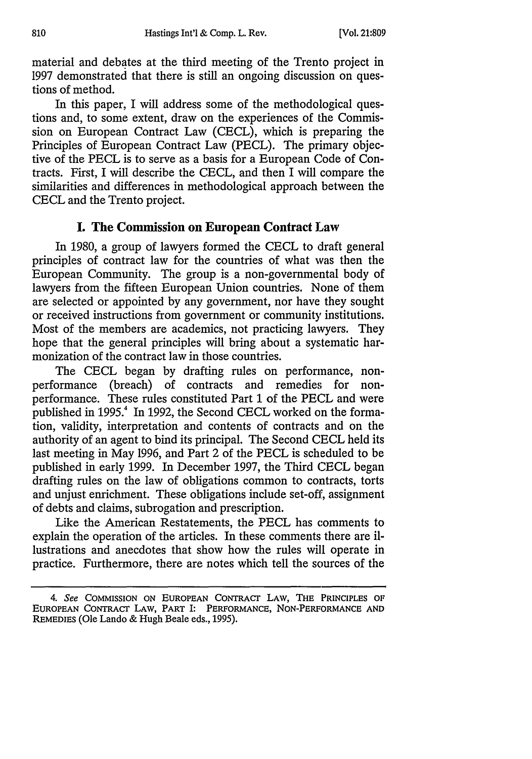material and debates at the third meeting of the Trento project in 1997 demonstrated that there is still an ongoing discussion on questions of method.

In this paper, I will address some of the methodological questions and, to some extent, draw on the experiences of the Commission on European Contract Law (CECL), which is preparing the Principles of European Contract Law (PECL). The primary objective of the PECL is to serve as a basis for a European Code of Contracts. First, I will describe the CECL, and then I will compare the similarities and differences in methodological approach between the CECL and the Trento project.

## I. The Commission on European Contract Law

In 1980, a group of lawyers formed the CECL to draft general principles of contract law for the countries of what was then the European Community. The group is a non-governmental body of lawyers from the fifteen European Union countries. None of them are selected or appointed by any government, nor have they sought or received instructions from government or community institutions. Most of the members are academics, not practicing lawyers. They hope that the general principles will bring about a systematic harmonization of the contract law in those countries.

The CECL began by drafting rules on performance, non-performance (breach) of contracts and remedies for non-performance. These rules constituted Part 1 of the PECL and were published in 1995.[4] In 1992, the Second CECL worked on the formation, validity, interpretation and contents of contracts and on the authority of an agent to bind its principal. The Second CECL held its last meeting in May 1996, and Part 2 of the PECL is scheduled to be published in early 1999. In December 1997, the Third CECL began drafting rules on the law of obligations common to contracts, torts and unjust enrichment. These obligations include set-off, assignment of debts and claims, subrogation and prescription.

Like the American Restatements, the PECL has comments to explain the operation of the articles. In these comments there are illustrations and anecdotes that show how the rules will operate in practice. Furthermore, there are notes which tell the sources of the

---

4. *See* COMMISSION ON EUROPEAN CONTRACT LAW, THE PRINCIPLES OF EUROPEAN CONTRACT LAW, PART I: PERFORMANCE, NON-PERFORMANCE AND REMEDIES (Ole Lando & Hugh Beale eds., 1995).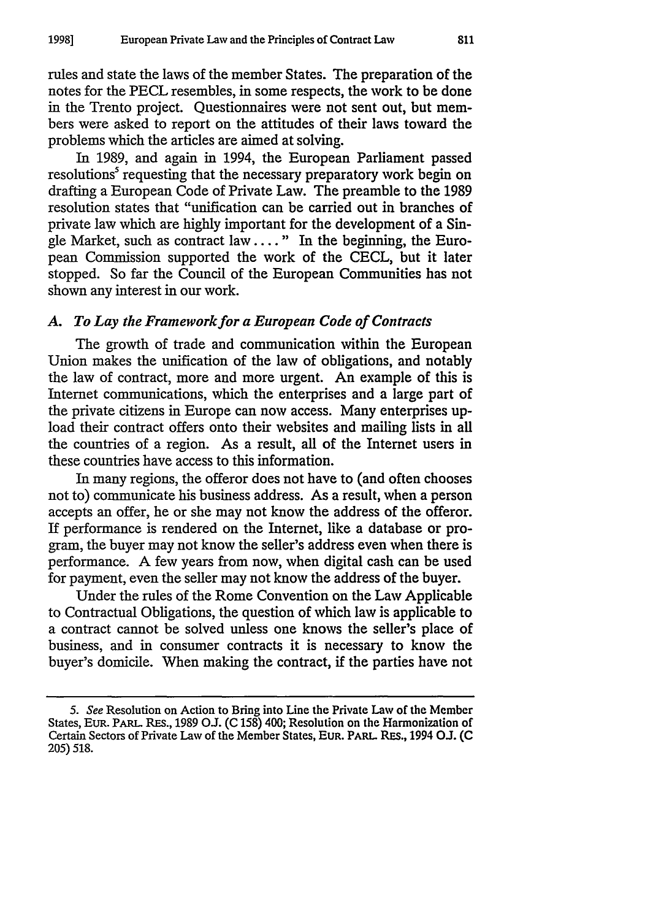rules and state the laws of the member States. The preparation of the notes for the PECL resembles, in some respects, the work to be done in the Trento project. Questionnaires were not sent out, but members were asked to report on the attitudes of their laws toward the problems which the articles are aimed at solving.

In 1989, and again in 1994, the European Parliament passed resolutions[5] requesting that the necessary preparatory work begin on drafting a European Code of Private Law. The preamble to the 1989 resolution states that "unification can be carried out in branches of private law which are highly important for the development of a Single Market, such as contract law . . . ." In the beginning, the European Commission supported the work of the CECL, but it later stopped. So far the Council of the European Communities has not shown any interest in our work.

### *A. To Lay the Framework for a European Code of Contracts*

The growth of trade and communication within the European Union makes the unification of the law of obligations, and notably the law of contract, more and more urgent. An example of this is Internet communications, which the enterprises and a large part of the private citizens in Europe can now access. Many enterprises upload their contract offers onto their websites and mailing lists in all the countries of a region. As a result, all of the Internet users in these countries have access to this information.

In many regions, the offeror does not have to (and often chooses not to) communicate his business address. As a result, when a person accepts an offer, he or she may not know the address of the offeror. If performance is rendered on the Internet, like a database or program, the buyer may not know the seller's address even when there is performance. A few years from now, when digital cash can be used for payment, even the seller may not know the address of the buyer.

Under the rules of the Rome Convention on the Law Applicable to Contractual Obligations, the question of which law is applicable to a contract cannot be solved unless one knows the seller's place of business, and in consumer contracts it is necessary to know the buyer's domicile. When making the contract, if the parties have not

---

5. *See* Resolution on Action to Bring into Line the Private Law of the Member States, EUR. PARL. RES., 1989 O.J. (C 158) 400; Resolution on the Harmonization of Certain Sectors of Private Law of the Member States, EUR. PARL. RES., 1994 O.J. (C 205) 518.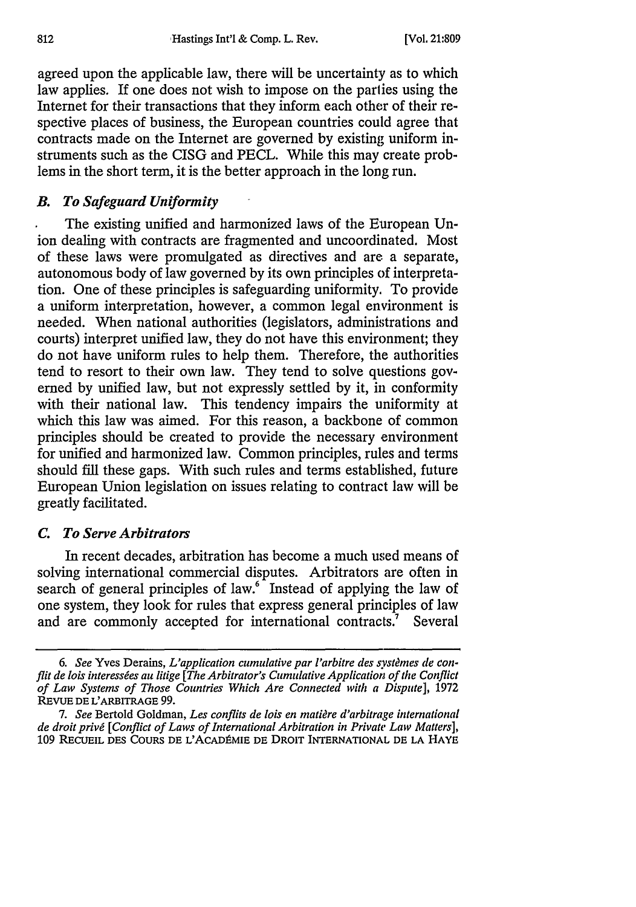agreed upon the applicable law, there will be uncertainty as to which law applies. If one does not wish to impose on the parties using the Internet for their transactions that they inform each other of their respective places of business, the European countries could agree that contracts made on the Internet are governed by existing uniform instruments such as the CISG and PECL. While this may create problems in the short term, it is the better approach in the long run.

### *B. To Safeguard Uniformity*

The existing unified and harmonized laws of the European Union dealing with contracts are fragmented and uncoordinated. Most of these laws were promulgated as directives and are a separate, autonomous body of law governed by its own principles of interpretation. One of these principles is safeguarding uniformity. To provide a uniform interpretation, however, a common legal environment is needed. When national authorities (legislators, administrations and courts) interpret unified law, they do not have this environment; they do not have uniform rules to help them. Therefore, the authorities tend to resort to their own law. They tend to solve questions governed by unified law, but not expressly settled by it, in conformity with their national law. This tendency impairs the uniformity at which this law was aimed. For this reason, a backbone of common principles should be created to provide the necessary environment for unified and harmonized law. Common principles, rules and terms should fill these gaps. With such rules and terms established, future European Union legislation on issues relating to contract law will be greatly facilitated.

### *C. To Serve Arbitrators*

In recent decades, arbitration has become a much used means of solving international commercial disputes. Arbitrators are often in search of general principles of law.[6] Instead of applying the law of one system, they look for rules that express general principles of law and are commonly accepted for international contracts.[7] Several

---

6. *See* Yves Derains, *L'application cumulative par l'arbitre des systèmes de conflit de lois interessées au litige [The Arbitrator's Cumulative Application of the Conflict of Law Systems of Those Countries Which Are Connected with a Dispute]*, 1972 REVUE DE L'ARBITRAGE 99.

7. *See* Bertold Goldman, *Les conflits de lois en matière d'arbitrage international de droit privé [Conflict of Laws of International Arbitration in Private Law Matters]*, 109 RECUEIL DES COURS DE L'ACADÉMIE DE DROIT INTERNATIONAL DE LA HAYE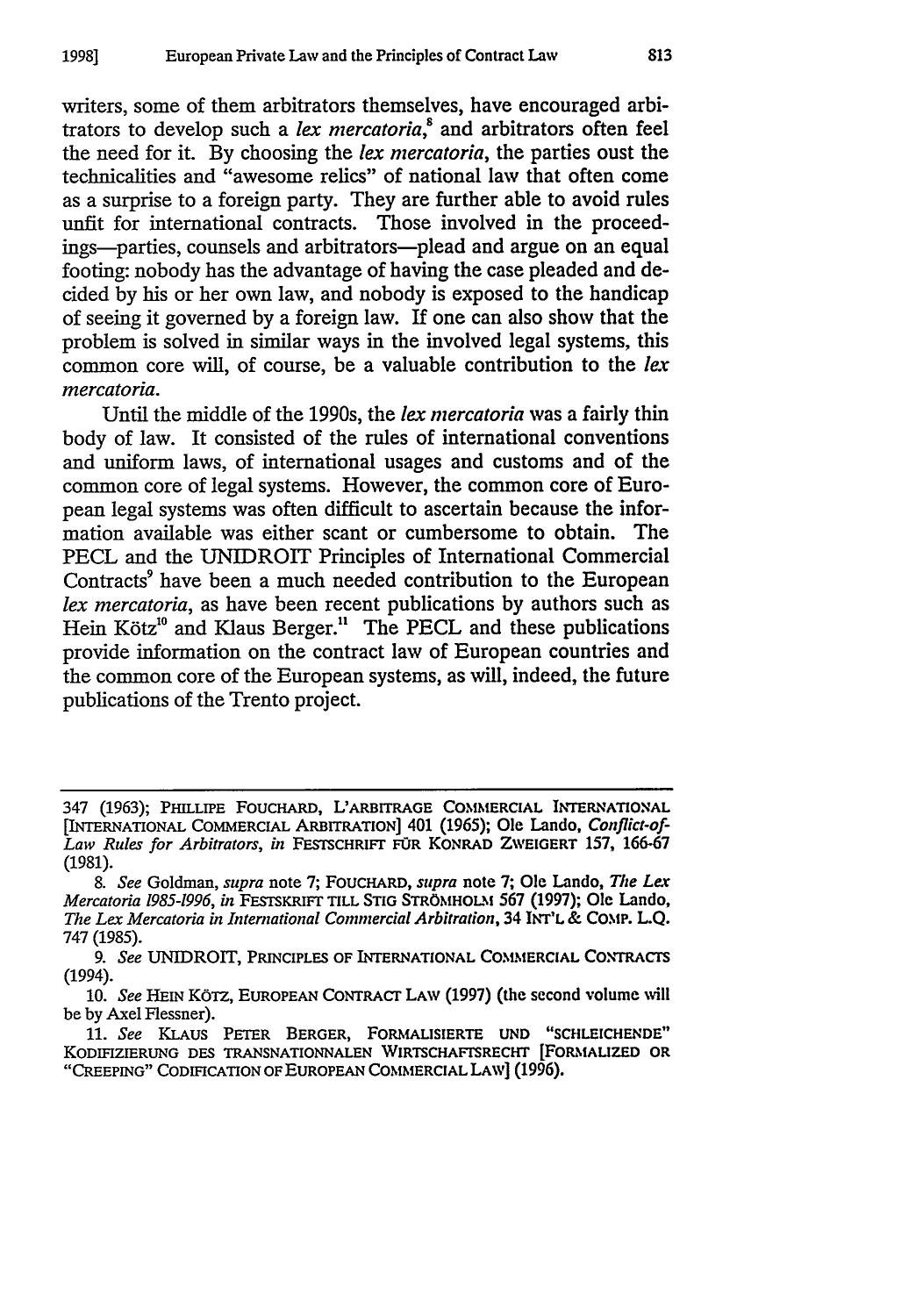writers, some of them arbitrators themselves, have encouraged arbitrators to develop such a *lex mercatoria*,[8] and arbitrators often feel the need for it. By choosing the *lex mercatoria*, the parties oust the technicalities and "awesome relics" of national law that often come as a surprise to a foreign party. They are further able to avoid rules unfit for international contracts. Those involved in the proceedings—parties, counsels and arbitrators—plead and argue on an equal footing: nobody has the advantage of having the case pleaded and decided by his or her own law, and nobody is exposed to the handicap of seeing it governed by a foreign law. If one can also show that the problem is solved in similar ways in the involved legal systems, this common core will, of course, be a valuable contribution to the *lex mercatoria*.

Until the middle of the 1990s, the *lex mercatoria* was a fairly thin body of law. It consisted of the rules of international conventions and uniform laws, of international usages and customs and of the common core of legal systems. However, the common core of European legal systems was often difficult to ascertain because the information available was either scant or cumbersome to obtain. The PECL and the UNIDROIT Principles of International Commercial Contracts[9] have been a much needed contribution to the European *lex mercatoria*, as have been recent publications by authors such as Hein Kötz[10] and Klaus Berger.[11] The PECL and these publications provide information on the contract law of European countries and the common core of the European systems, as will, indeed, the future publications of the Trento project.

---

347 (1963); PHILLIPE FOUCHARD, L'ARBITRAGE COMMERCIAL INTERNATIONAL [INTERNATIONAL COMMERCIAL ARBITRATION] 401 (1965); Ole Lando, *Conflict-of-Law Rules for Arbitrators*, *in* FESTSCHRIFT FÜR KONRAD ZWEIGERT 157, 166-67 (1981).

8. *See* Goldman, *supra* note 7; FOUCHARD, *supra* note 7; Ole Lando, *The Lex Mercatoria 1985-1996*, *in* FESTSKRIFT TILL STIG STRÖMHOLM 567 (1997); Ole Lando, *The Lex Mercatoria in International Commercial Arbitration*, 34 INT'L & COMP. L.Q. 747 (1985).

9. *See* UNIDROIT, PRINCIPLES OF INTERNATIONAL COMMERCIAL CONTRACTS (1994).

10. *See* HEIN KÖTZ, EUROPEAN CONTRACT LAW (1997) (the second volume will be by Axel Flessner).

11. *See* KLAUS PETER BERGER, FORMALISIERTE UND "SCHLEICHENDE" KODIFIZIERUNG DES TRANSNATIONNALEN WIRTSCHAFTSRECHT [FORMALIZED OR "CREEPING" CODIFICATION OF EUROPEAN COMMERCIAL LAW] (1996).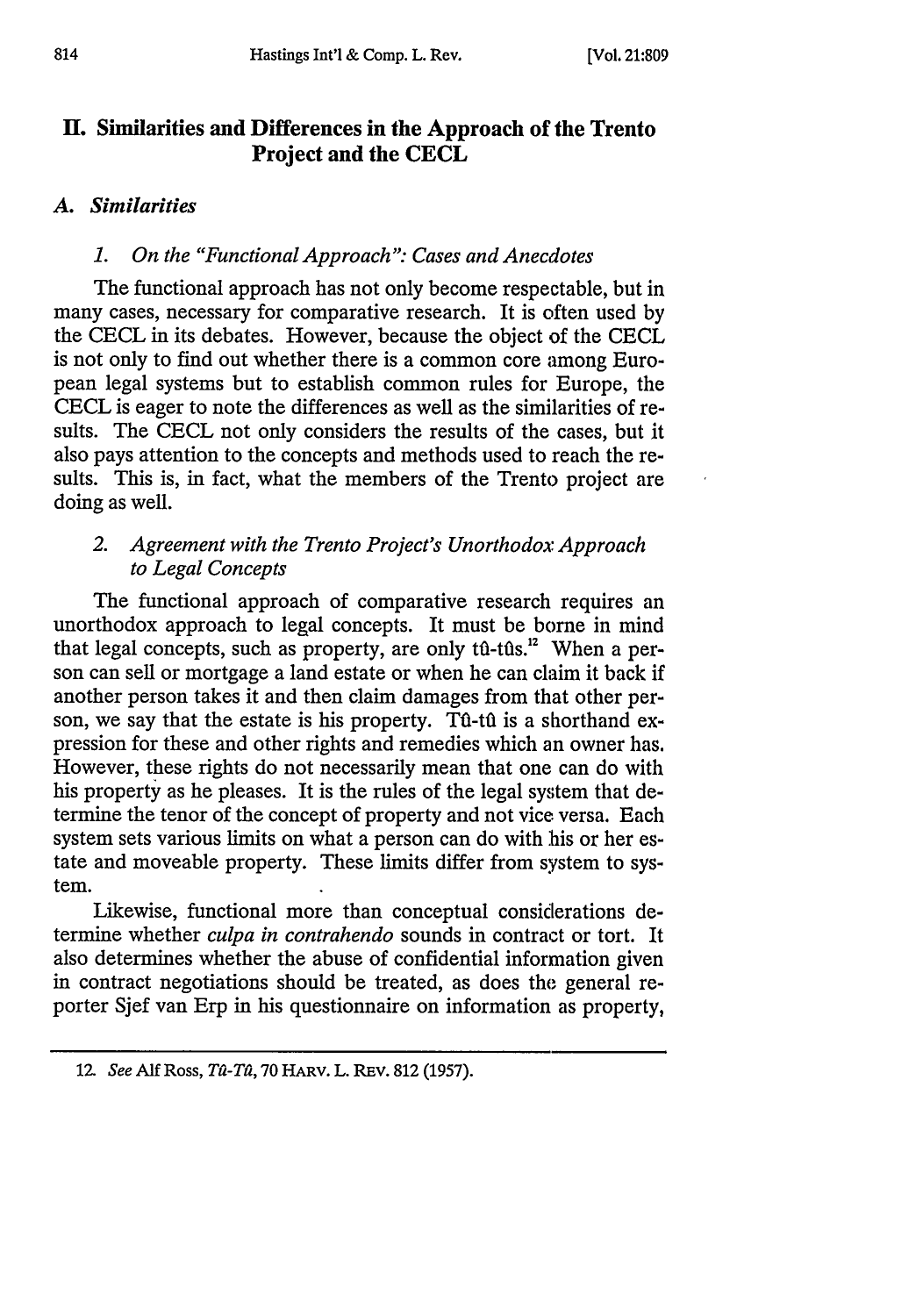## II. Similarities and Differences in the Approach of the Trento Project and the CECL

### A. *Similarities*

#### 1. *On the "Functional Approach": Cases and Anecdotes*

The functional approach has not only become respectable, but in many cases, necessary for comparative research. It is often used by the CECL in its debates. However, because the object of the CECL is not only to find out whether there is a common core among European legal systems but to establish common rules for Europe, the CECL is eager to note the differences as well as the similarities of results. The CECL not only considers the results of the cases, but it also pays attention to the concepts and methods used to reach the results. This is, in fact, what the members of the Trento project are doing as well.

#### 2. *Agreement with the Trento Project's Unorthodox Approach to Legal Concepts*

The functional approach of comparative research requires an unorthodox approach to legal concepts. It must be borne in mind that legal concepts, such as property, are only tû-tûs.[12] When a person can sell or mortgage a land estate or when he can claim it back if another person takes it and then claim damages from that other person, we say that the estate is his property. Tû-tû is a shorthand expression for these and other rights and remedies which an owner has. However, these rights do not necessarily mean that one can do with his property as he pleases. It is the rules of the legal system that determine the tenor of the concept of property and not vice versa. Each system sets various limits on what a person can do with his or her estate and moveable property. These limits differ from system to system.

Likewise, functional more than conceptual considerations determine whether *culpa in contrahendo* sounds in contract or tort. It also determines whether the abuse of confidential information given in contract negotiations should be treated, as does the general reporter Sjef van Erp in his questionnaire on information as property,

---

12. *See* Alf Ross, *Tû-Tû*, 70 HARV. L. REV. 812 (1957).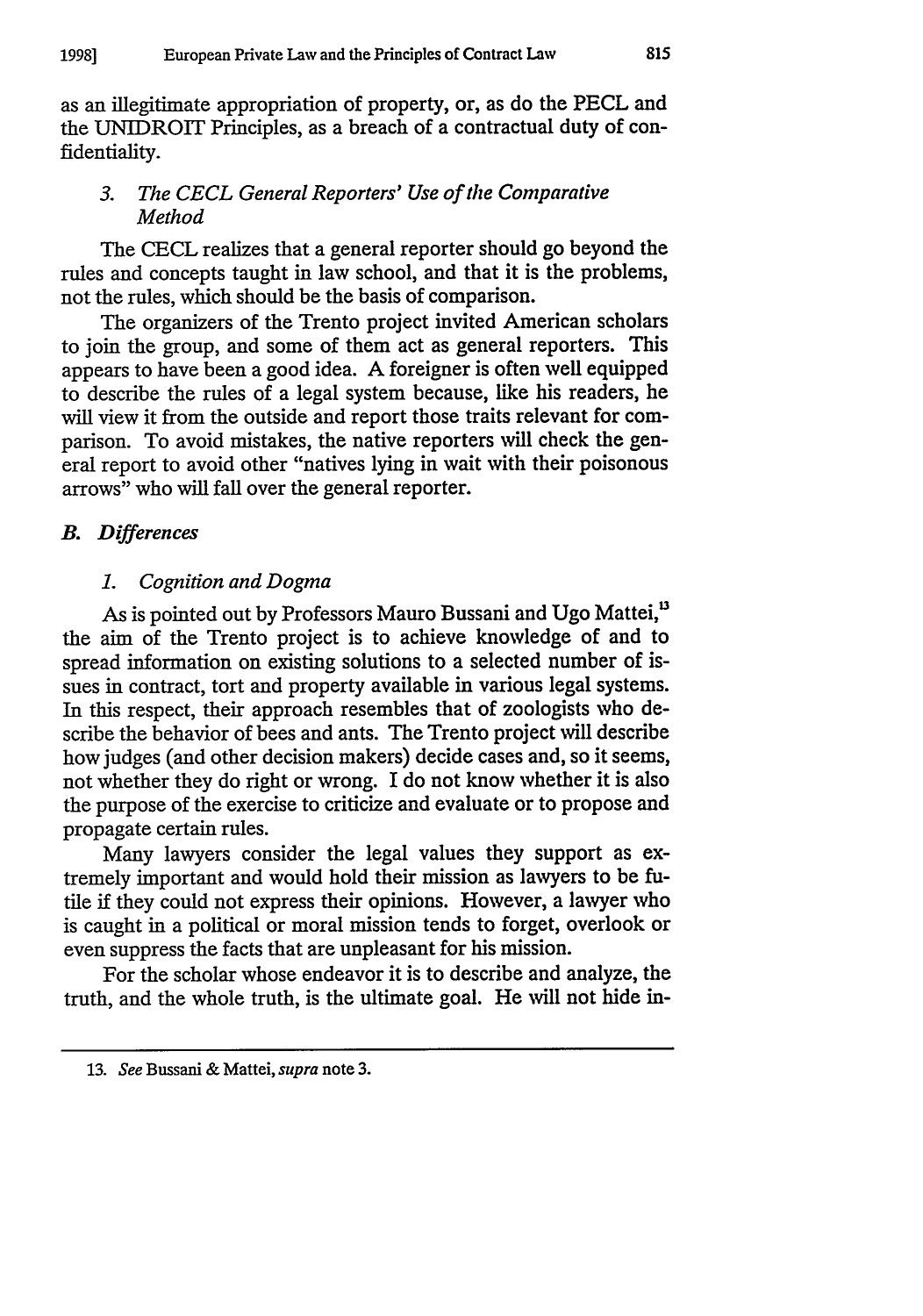as an illegitimate appropriation of property, or, as do the PECL and the UNIDROIT Principles, as a breach of a contractual duty of confidentiality.

### *3. The CECL General Reporters' Use of the Comparative Method*

The CECL realizes that a general reporter should go beyond the rules and concepts taught in law school, and that it is the problems, not the rules, which should be the basis of comparison.

The organizers of the Trento project invited American scholars to join the group, and some of them act as general reporters. This appears to have been a good idea. A foreigner is often well equipped to describe the rules of a legal system because, like his readers, he will view it from the outside and report those traits relevant for comparison. To avoid mistakes, the native reporters will check the general report to avoid other "natives lying in wait with their poisonous arrows" who will fall over the general reporter.

## *B. Differences*

### *1. Cognition and Dogma*

As is pointed out by Professors Mauro Bussani and Ugo Mattei,[13] the aim of the Trento project is to achieve knowledge of and to spread information on existing solutions to a selected number of issues in contract, tort and property available in various legal systems. In this respect, their approach resembles that of zoologists who describe the behavior of bees and ants. The Trento project will describe how judges (and other decision makers) decide cases and, so it seems, not whether they do right or wrong. I do not know whether it is also the purpose of the exercise to criticize and evaluate or to propose and propagate certain rules.

Many lawyers consider the legal values they support as extremely important and would hold their mission as lawyers to be futile if they could not express their opinions. However, a lawyer who is caught in a political or moral mission tends to forget, overlook or even suppress the facts that are unpleasant for his mission.

For the scholar whose endeavor it is to describe and analyze, the truth, and the whole truth, is the ultimate goal. He will not hide in-

---

13. *See* Bussani & Mattei, *supra* note 3.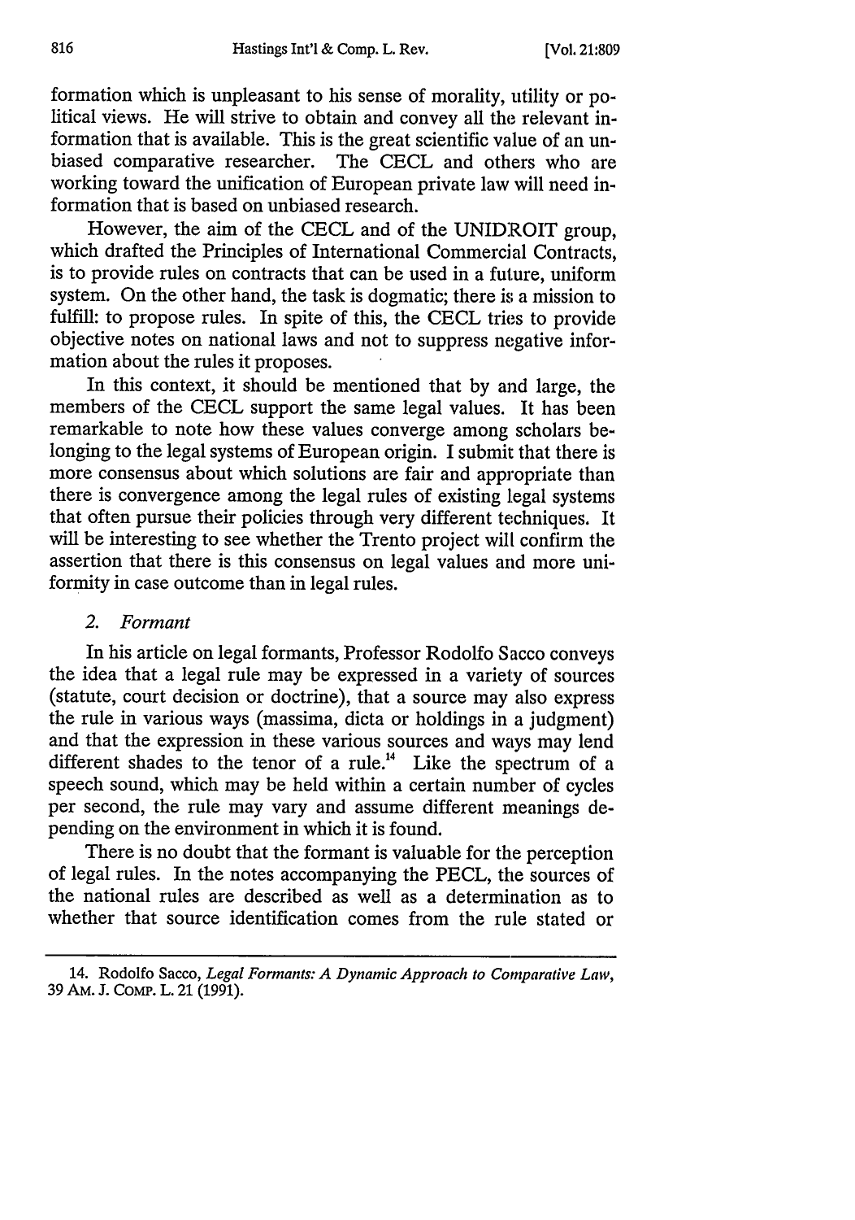formation which is unpleasant to his sense of morality, utility or political views. He will strive to obtain and convey all the relevant information that is available. This is the great scientific value of an unbiased comparative researcher. The CECL and others who are working toward the unification of European private law will need information that is based on unbiased research.

However, the aim of the CECL and of the UNIDROIT group, which drafted the Principles of International Commercial Contracts, is to provide rules on contracts that can be used in a future, uniform system. On the other hand, the task is dogmatic; there is a mission to fulfill: to propose rules. In spite of this, the CECL tries to provide objective notes on national laws and not to suppress negative information about the rules it proposes.

In this context, it should be mentioned that by and large, the members of the CECL support the same legal values. It has been remarkable to note how these values converge among scholars belonging to the legal systems of European origin. I submit that there is more consensus about which solutions are fair and appropriate than there is convergence among the legal rules of existing legal systems that often pursue their policies through very different techniques. It will be interesting to see whether the Trento project will confirm the assertion that there is this consensus on legal values and more uniformity in case outcome than in legal rules.

### 2. *Formant*

In his article on legal formants, Professor Rodolfo Sacco conveys the idea that a legal rule may be expressed in a variety of sources (statute, court decision or doctrine), that a source may also express the rule in various ways (massima, dicta or holdings in a judgment) and that the expression in these various sources and ways may lend different shades to the tenor of a rule.[14] Like the spectrum of a speech sound, which may be held within a certain number of cycles per second, the rule may vary and assume different meanings depending on the environment in which it is found.

There is no doubt that the formant is valuable for the perception of legal rules. In the notes accompanying the PECL, the sources of the national rules are described as well as a determination as to whether that source identification comes from the rule stated or

---

14. Rodolfo Sacco, *Legal Formants: A Dynamic Approach to Comparative Law*, 39 AM. J. COMP. L. 21 (1991).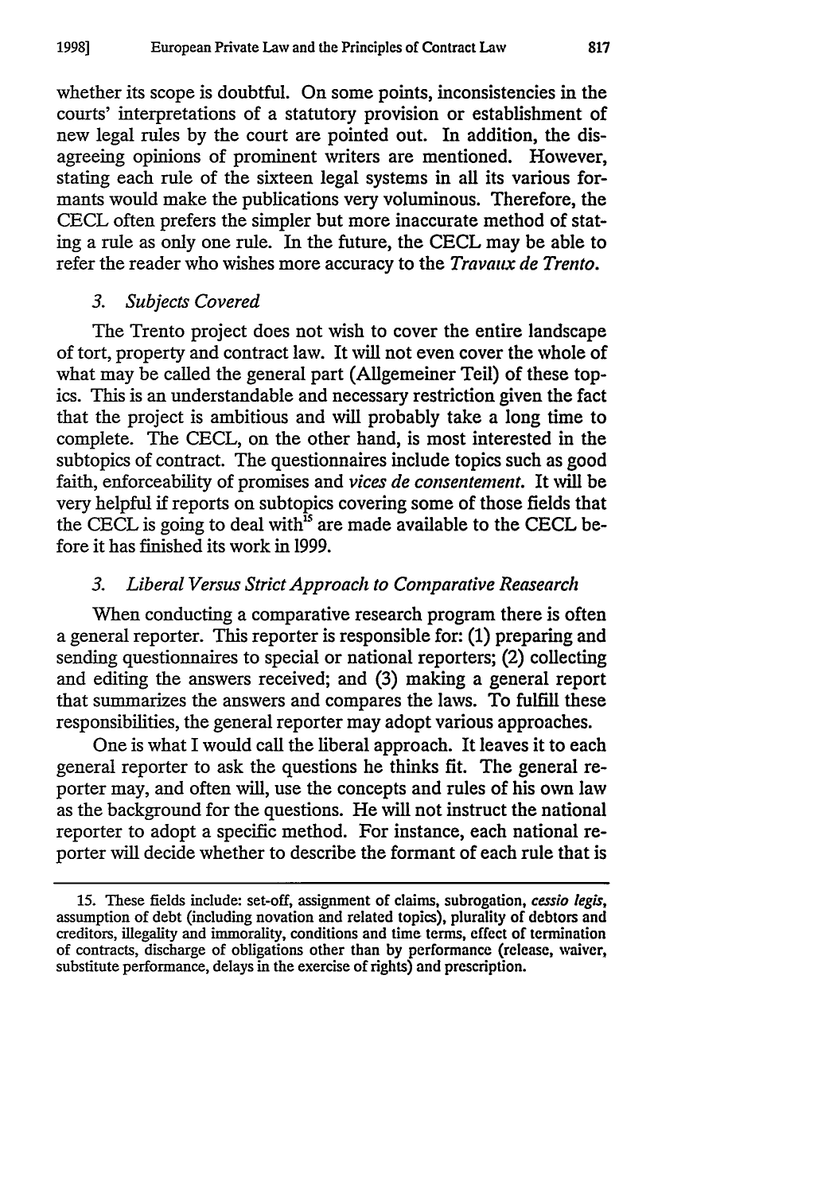whether its scope is doubtful. On some points, inconsistencies in the courts' interpretations of a statutory provision or establishment of new legal rules by the court are pointed out. In addition, the disagreeing opinions of prominent writers are mentioned. However, stating each rule of the sixteen legal systems in all its various formants would make the publications very voluminous. Therefore, the CECL often prefers the simpler but more inaccurate method of stating a rule as only one rule. In the future, the CECL may be able to refer the reader who wishes more accuracy to the *Travaux de Trento*.

### *3. Subjects Covered*

The Trento project does not wish to cover the entire landscape of tort, property and contract law. It will not even cover the whole of what may be called the general part (Allgemeiner Teil) of these topics. This is an understandable and necessary restriction given the fact that the project is ambitious and will probably take a long time to complete. The CECL, on the other hand, is most interested in the subtopics of contract. The questionnaires include topics such as good faith, enforceability of promises and *vices de consentement*. It will be very helpful if reports on subtopics covering some of those fields that the CECL is going to deal with[15] are made available to the CECL before it has finished its work in 1999.

### *3. Liberal Versus Strict Approach to Comparative Reasearch*

When conducting a comparative research program there is often a general reporter. This reporter is responsible for: (1) preparing and sending questionnaires to special or national reporters; (2) collecting and editing the answers received; and (3) making a general report that summarizes the answers and compares the laws. To fulfill these responsibilities, the general reporter may adopt various approaches.

One is what I would call the liberal approach. It leaves it to each general reporter to ask the questions he thinks fit. The general reporter may, and often will, use the concepts and rules of his own law as the background for the questions. He will not instruct the national reporter to adopt a specific method. For instance, each national reporter will decide whether to describe the formant of each rule that is

---

15. These fields include: set-off, assignment of claims, subrogation, *cessio legis*, assumption of debt (including novation and related topics), plurality of debtors and creditors, illegality and immorality, conditions and time terms, effect of termination of contracts, discharge of obligations other than by performance (release, waiver, substitute performance, delays in the exercise of rights) and prescription.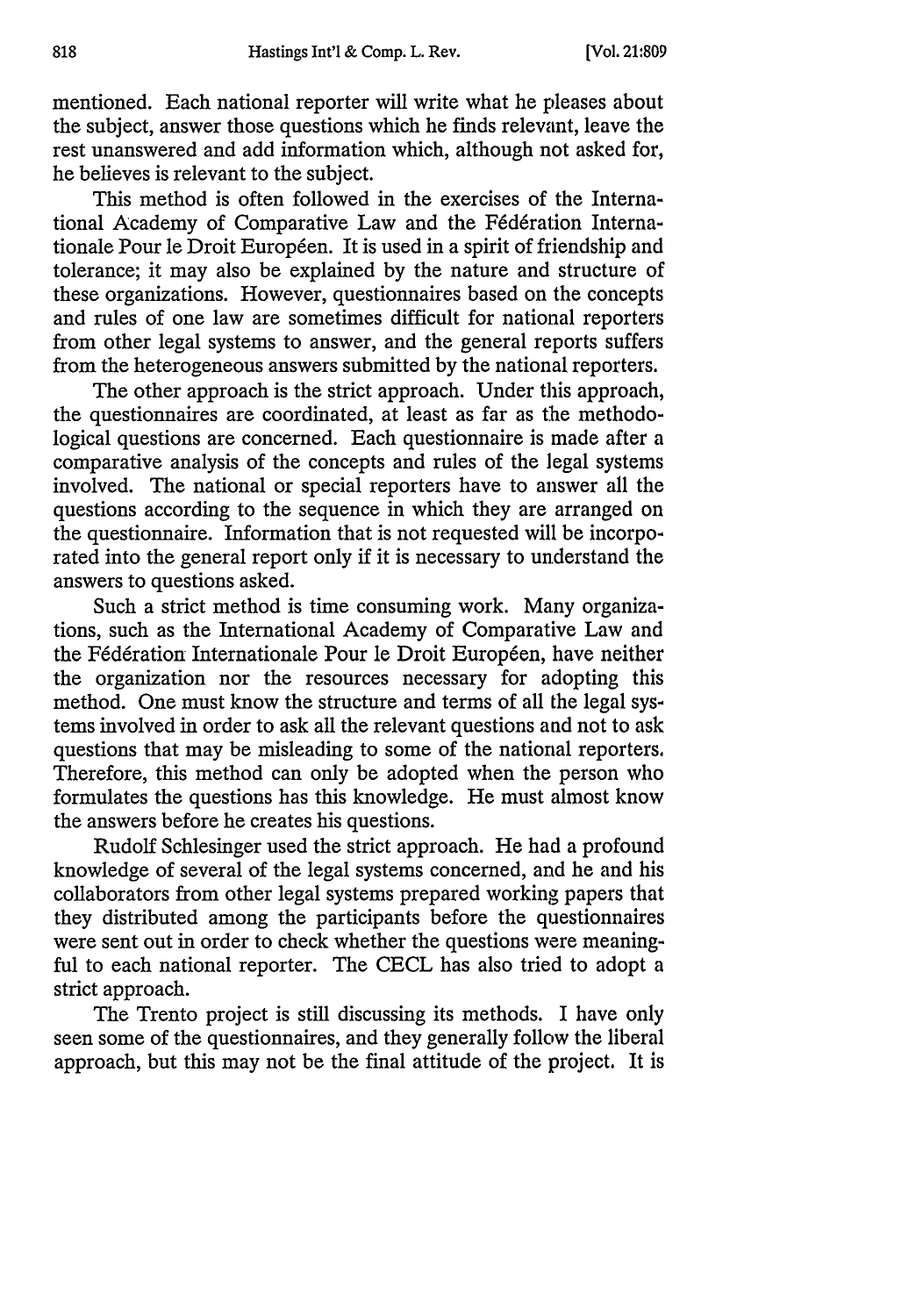mentioned. Each national reporter will write what he pleases about the subject, answer those questions which he finds relevant, leave the rest unanswered and add information which, although not asked for, he believes is relevant to the subject.

This method is often followed in the exercises of the International Academy of Comparative Law and the Fédération Internationale Pour le Droit Européen. It is used in a spirit of friendship and tolerance; it may also be explained by the nature and structure of these organizations. However, questionnaires based on the concepts and rules of one law are sometimes difficult for national reporters from other legal systems to answer, and the general reports suffers from the heterogeneous answers submitted by the national reporters.

The other approach is the strict approach. Under this approach, the questionnaires are coordinated, at least as far as the methodological questions are concerned. Each questionnaire is made after a comparative analysis of the concepts and rules of the legal systems involved. The national or special reporters have to answer all the questions according to the sequence in which they are arranged on the questionnaire. Information that is not requested will be incorporated into the general report only if it is necessary to understand the answers to questions asked.

Such a strict method is time consuming work. Many organizations, such as the International Academy of Comparative Law and the Fédération Internationale Pour le Droit Européen, have neither the organization nor the resources necessary for adopting this method. One must know the structure and terms of all the legal systems involved in order to ask all the relevant questions and not to ask questions that may be misleading to some of the national reporters. Therefore, this method can only be adopted when the person who formulates the questions has this knowledge. He must almost know the answers before he creates his questions.

Rudolf Schlesinger used the strict approach. He had a profound knowledge of several of the legal systems concerned, and he and his collaborators from other legal systems prepared working papers that they distributed among the participants before the questionnaires were sent out in order to check whether the questions were meaningful to each national reporter. The CECL has also tried to adopt a strict approach.

The Trento project is still discussing its methods. I have only seen some of the questionnaires, and they generally follow the liberal approach, but this may not be the final attitude of the project. It is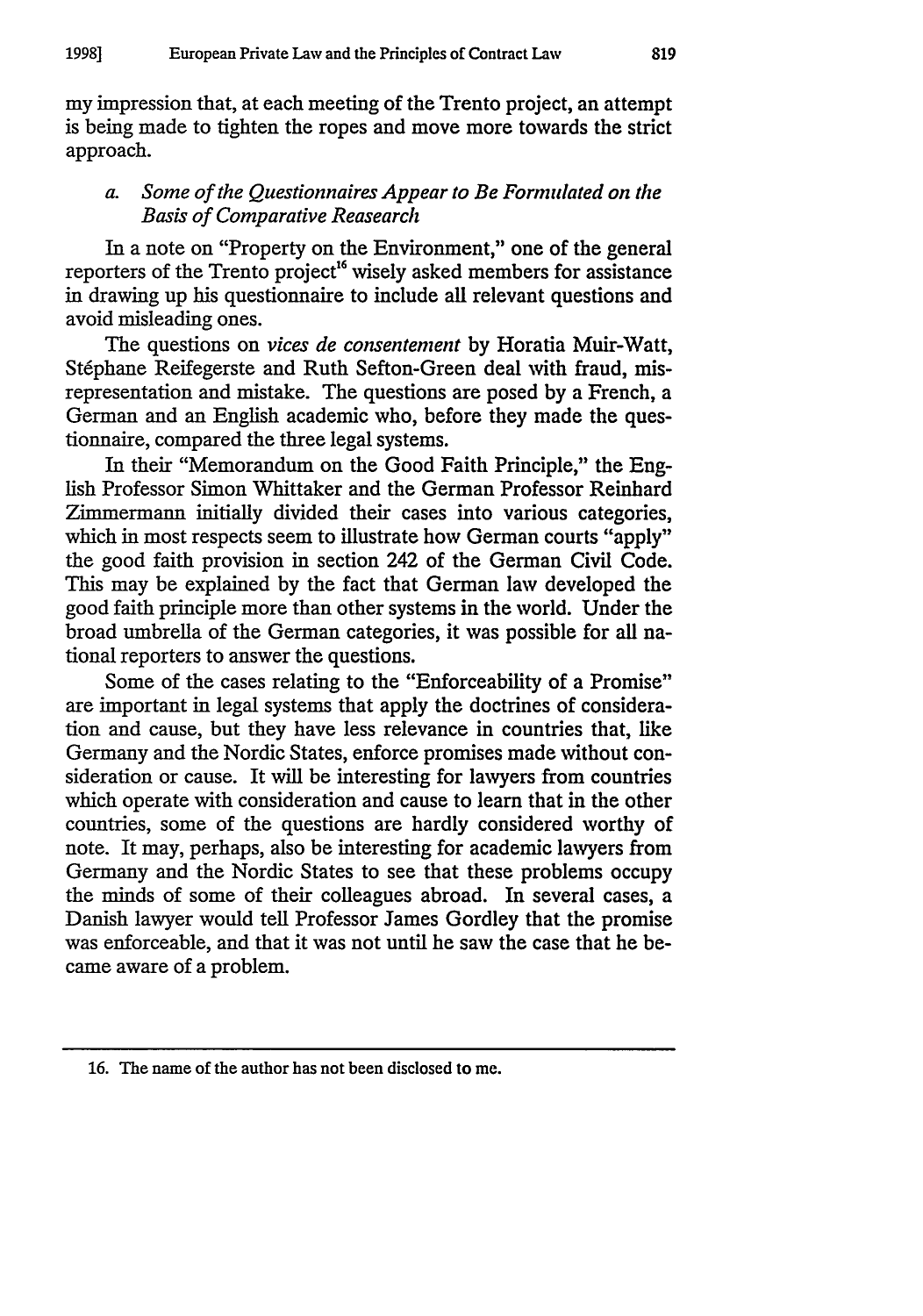my impression that, at each meeting of the Trento project, an attempt is being made to tighten the ropes and move more towards the strict approach.

### a. *Some of the Questionnaires Appear to Be Formulated on the Basis of Comparative Reasearch*

In a note on "Property on the Environment," one of the general reporters of the Trento project[16] wisely asked members for assistance in drawing up his questionnaire to include all relevant questions and avoid misleading ones.

The questions on *vices de consentement* by Horatia Muir-Watt, Stéphane Reifegerste and Ruth Sefton-Green deal with fraud, misrepresentation and mistake. The questions are posed by a French, a German and an English academic who, before they made the questionnaire, compared the three legal systems.

In their "Memorandum on the Good Faith Principle," the English Professor Simon Whittaker and the German Professor Reinhard Zimmermann initially divided their cases into various categories, which in most respects seem to illustrate how German courts "apply" the good faith provision in section 242 of the German Civil Code. This may be explained by the fact that German law developed the good faith principle more than other systems in the world. Under the broad umbrella of the German categories, it was possible for all national reporters to answer the questions.

Some of the cases relating to the "Enforceability of a Promise" are important in legal systems that apply the doctrines of consideration and cause, but they have less relevance in countries that, like Germany and the Nordic States, enforce promises made without consideration or cause. It will be interesting for lawyers from countries which operate with consideration and cause to learn that in the other countries, some of the questions are hardly considered worthy of note. It may, perhaps, also be interesting for academic lawyers from Germany and the Nordic States to see that these problems occupy the minds of some of their colleagues abroad. In several cases, a Danish lawyer would tell Professor James Gordley that the promise was enforceable, and that it was not until he saw the case that he became aware of a problem.

---

16. The name of the author has not been disclosed to me.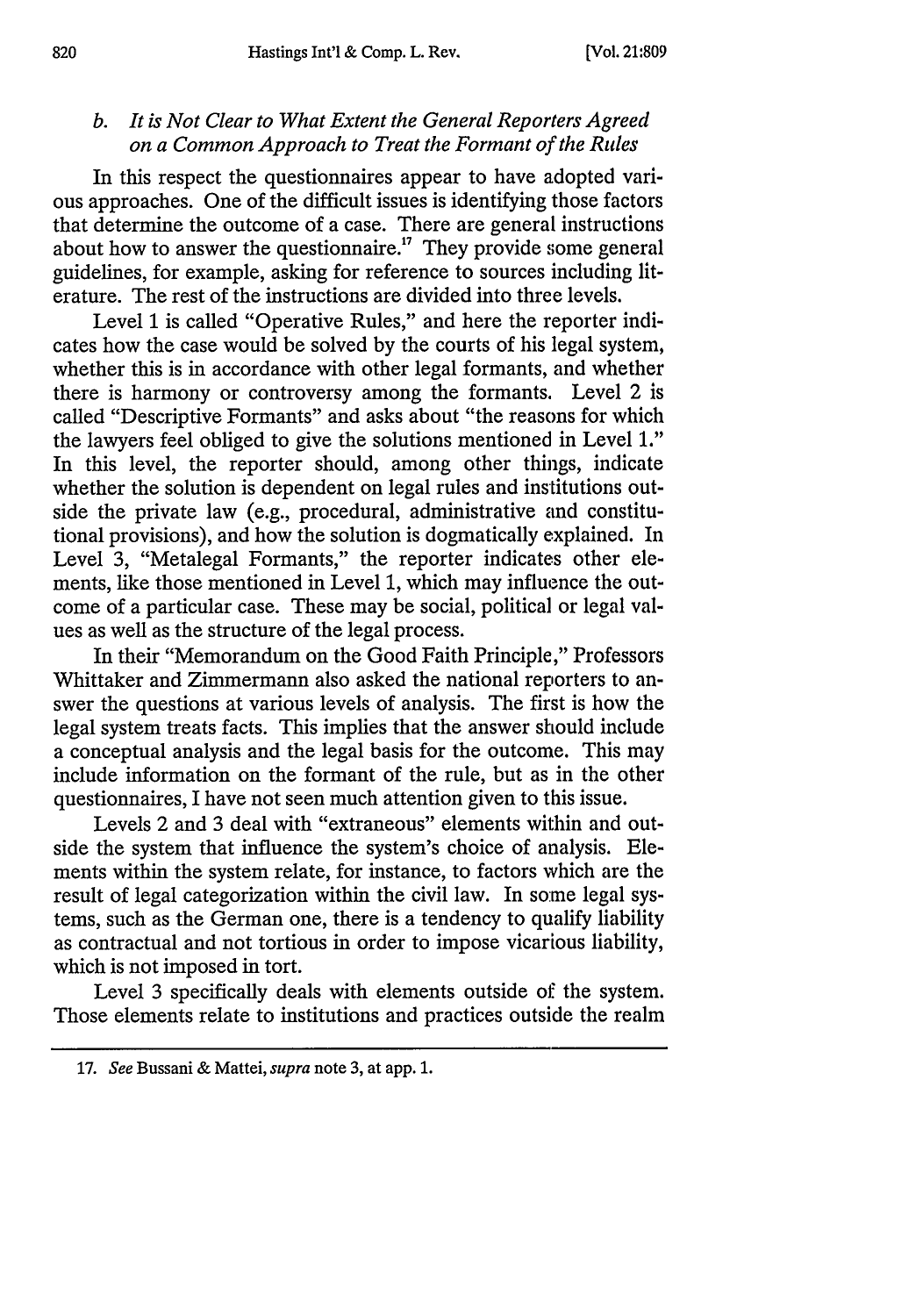### *b. It is Not Clear to What Extent the General Reporters Agreed on a Common Approach to Treat the Formant of the Rules*

In this respect the questionnaires appear to have adopted various approaches. One of the difficult issues is identifying those factors that determine the outcome of a case. There are general instructions about how to answer the questionnaire.[17] They provide some general guidelines, for example, asking for reference to sources including literature. The rest of the instructions are divided into three levels.

Level 1 is called "Operative Rules," and here the reporter indicates how the case would be solved by the courts of his legal system, whether this is in accordance with other legal formants, and whether there is harmony or controversy among the formants. Level 2 is called "Descriptive Formants" and asks about "the reasons for which the lawyers feel obliged to give the solutions mentioned in Level 1." In this level, the reporter should, among other things, indicate whether the solution is dependent on legal rules and institutions outside the private law (e.g., procedural, administrative and constitutional provisions), and how the solution is dogmatically explained. In Level 3, "Metalegal Formants," the reporter indicates other elements, like those mentioned in Level 1, which may influence the outcome of a particular case. These may be social, political or legal values as well as the structure of the legal process.

In their "Memorandum on the Good Faith Principle," Professors Whittaker and Zimmermann also asked the national reporters to answer the questions at various levels of analysis. The first is how the legal system treats facts. This implies that the answer should include a conceptual analysis and the legal basis for the outcome. This may include information on the formant of the rule, but as in the other questionnaires, I have not seen much attention given to this issue.

Levels 2 and 3 deal with "extraneous" elements within and outside the system that influence the system's choice of analysis. Elements within the system relate, for instance, to factors which are the result of legal categorization within the civil law. In some legal systems, such as the German one, there is a tendency to qualify liability as contractual and not tortious in order to impose vicarious liability, which is not imposed in tort.

Level 3 specifically deals with elements outside of the system. Those elements relate to institutions and practices outside the realm

---

17. *See* Bussani & Mattei, *supra* note 3, at app. 1.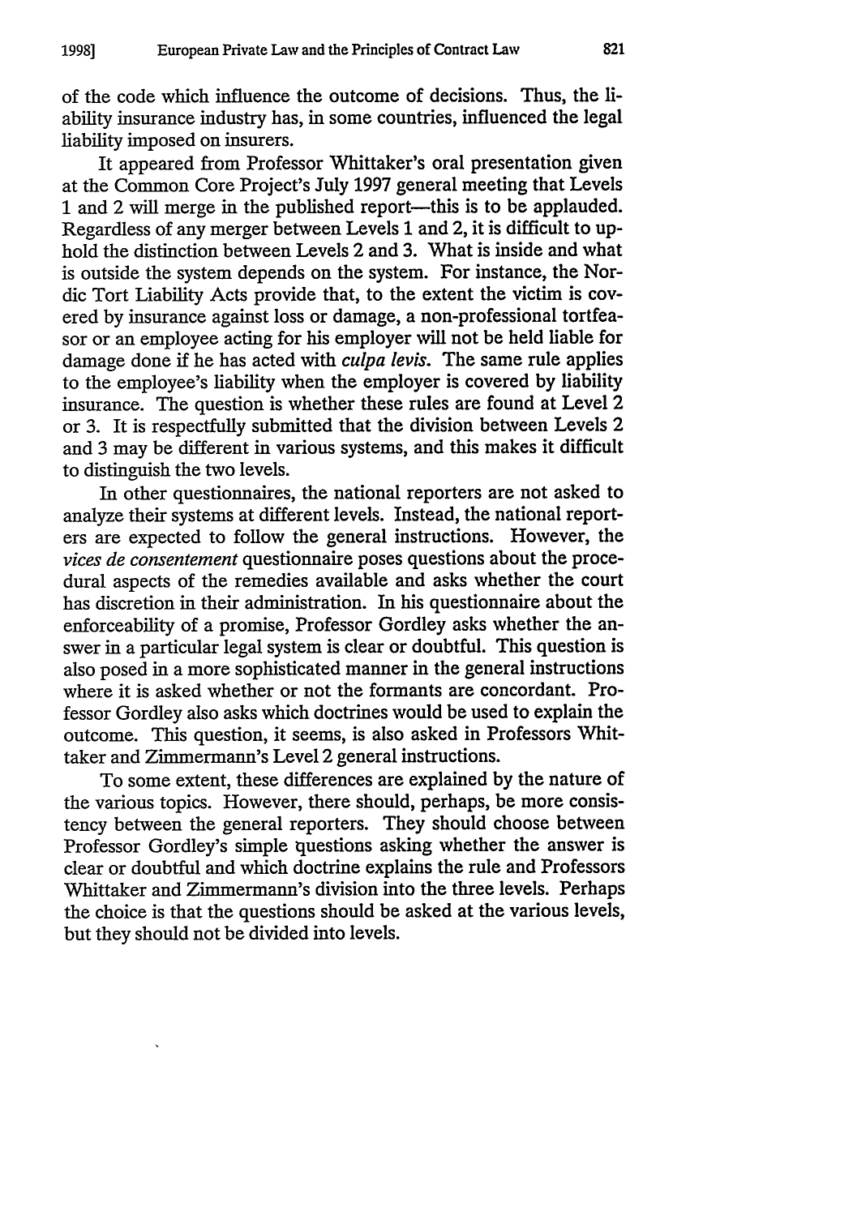of the code which influence the outcome of decisions. Thus, the liability insurance industry has, in some countries, influenced the legal liability imposed on insurers.

It appeared from Professor Whittaker's oral presentation given at the Common Core Project's July 1997 general meeting that Levels 1 and 2 will merge in the published report—this is to be applauded. Regardless of any merger between Levels 1 and 2, it is difficult to uphold the distinction between Levels 2 and 3. What is inside and what is outside the system depends on the system. For instance, the Nordic Tort Liability Acts provide that, to the extent the victim is covered by insurance against loss or damage, a non-professional tortfeasor or an employee acting for his employer will not be held liable for damage done if he has acted with *culpa levis*. The same rule applies to the employee's liability when the employer is covered by liability insurance. The question is whether these rules are found at Level 2 or 3. It is respectfully submitted that the division between Levels 2 and 3 may be different in various systems, and this makes it difficult to distinguish the two levels.

In other questionnaires, the national reporters are not asked to analyze their systems at different levels. Instead, the national reporters are expected to follow the general instructions. However, the *vices de consentement* questionnaire poses questions about the procedural aspects of the remedies available and asks whether the court has discretion in their administration. In his questionnaire about the enforceability of a promise, Professor Gordley asks whether the answer in a particular legal system is clear or doubtful. This question is also posed in a more sophisticated manner in the general instructions where it is asked whether or not the formants are concordant. Professor Gordley also asks which doctrines would be used to explain the outcome. This question, it seems, is also asked in Professors Whittaker and Zimmermann's Level 2 general instructions.

To some extent, these differences are explained by the nature of the various topics. However, there should, perhaps, be more consistency between the general reporters. They should choose between Professor Gordley's simple questions asking whether the answer is clear or doubtful and which doctrine explains the rule and Professors Whittaker and Zimmermann's division into the three levels. Perhaps the choice is that the questions should be asked at the various levels, but they should not be divided into levels.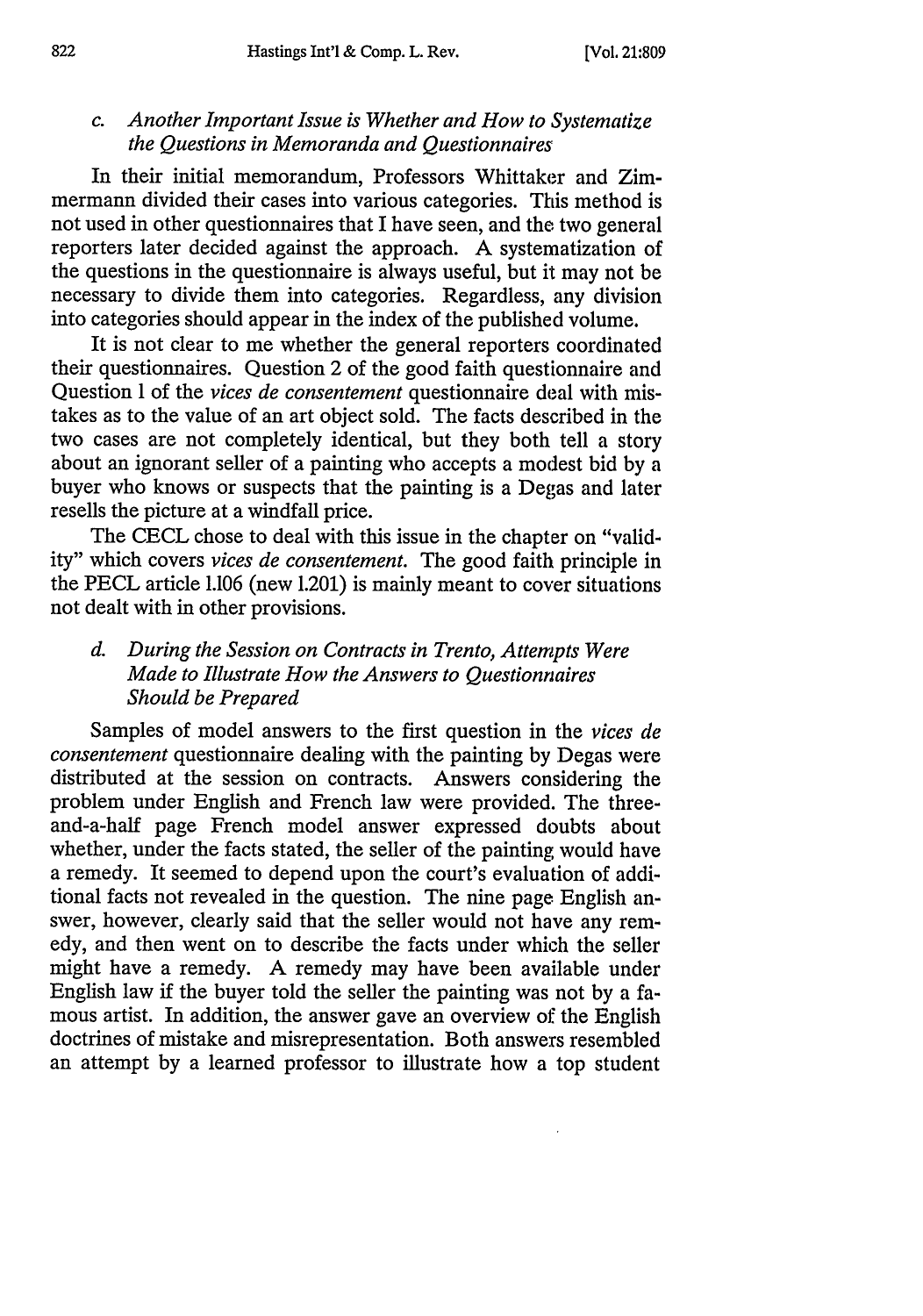### c. *Another Important Issue is Whether and How to Systematize the Questions in Memoranda and Questionnaires*

In their initial memorandum, Professors Whittaker and Zimmermann divided their cases into various categories. This method is not used in other questionnaires that I have seen, and the two general reporters later decided against the approach. A systematization of the questions in the questionnaire is always useful, but it may not be necessary to divide them into categories. Regardless, any division into categories should appear in the index of the published volume.

It is not clear to me whether the general reporters coordinated their questionnaires. Question 2 of the good faith questionnaire and Question 1 of the *vices de consentement* questionnaire deal with mistakes as to the value of an art object sold. The facts described in the two cases are not completely identical, but they both tell a story about an ignorant seller of a painting who accepts a modest bid by a buyer who knows or suspects that the painting is a Degas and later resells the picture at a windfall price.

The CECL chose to deal with this issue in the chapter on "validity" which covers *vices de consentement*. The good faith principle in the PECL article 1.106 (new 1.201) is mainly meant to cover situations not dealt with in other provisions.

### d. *During the Session on Contracts in Trento, Attempts Were Made to Illustrate How the Answers to Questionnaires Should be Prepared*

Samples of model answers to the first question in the *vices de consentement* questionnaire dealing with the painting by Degas were distributed at the session on contracts. Answers considering the problem under English and French law were provided. The three-and-a-half page French model answer expressed doubts about whether, under the facts stated, the seller of the painting would have a remedy. It seemed to depend upon the court's evaluation of additional facts not revealed in the question. The nine page English answer, however, clearly said that the seller would not have any remedy, and then went on to describe the facts under which the seller might have a remedy. A remedy may have been available under English law if the buyer told the seller the painting was not by a famous artist. In addition, the answer gave an overview of the English doctrines of mistake and misrepresentation. Both answers resembled an attempt by a learned professor to illustrate how a top student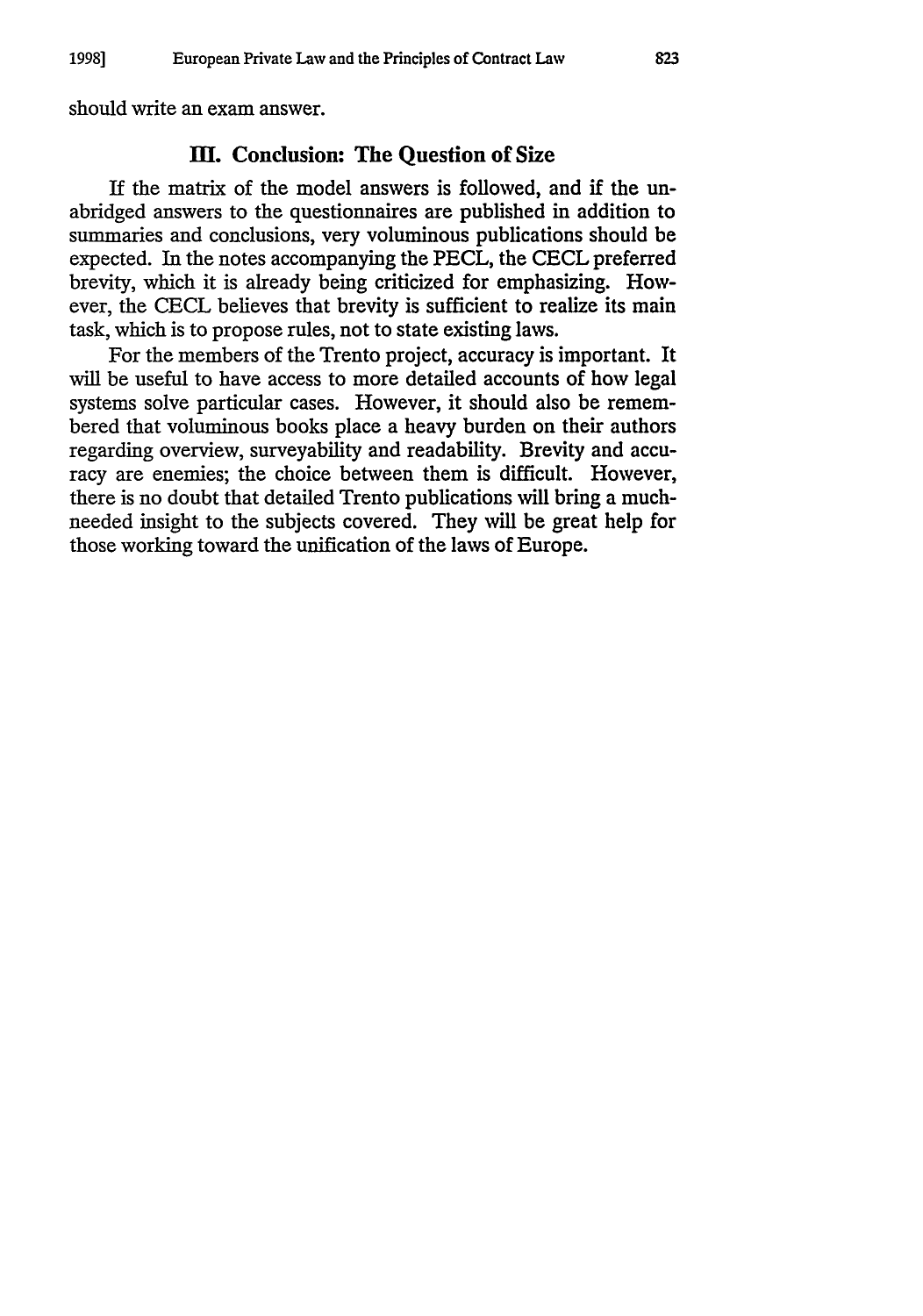should write an exam answer.

## III. Conclusion: The Question of Size

If the matrix of the model answers is followed, and if the unabridged answers to the questionnaires are published in addition to summaries and conclusions, very voluminous publications should be expected. In the notes accompanying the PECL, the CECL preferred brevity, which it is already being criticized for emphasizing. However, the CECL believes that brevity is sufficient to realize its main task, which is to propose rules, not to state existing laws.

For the members of the Trento project, accuracy is important. It will be useful to have access to more detailed accounts of how legal systems solve particular cases. However, it should also be remembered that voluminous books place a heavy burden on their authors regarding overview, surveyability and readability. Brevity and accuracy are enemies; the choice between them is difficult. However, there is no doubt that detailed Trento publications will bring a much-needed insight to the subjects covered. They will be great help for those working toward the unification of the laws of Europe.